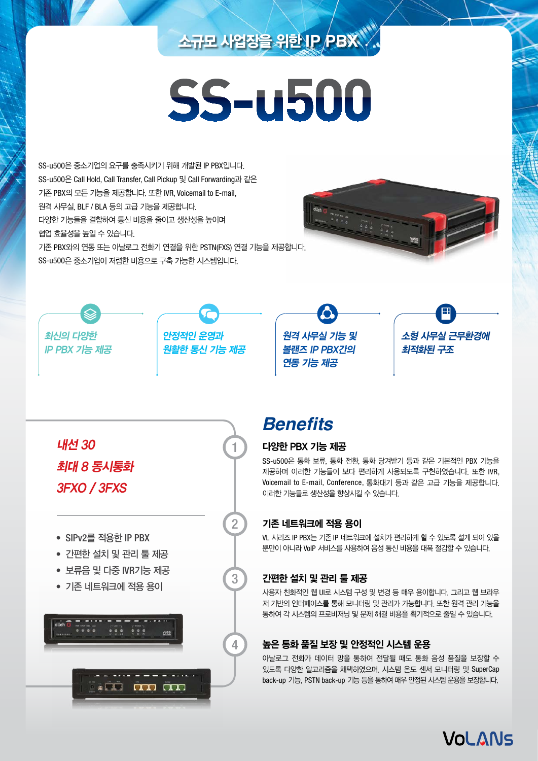## 소규모 사업장을 위한 IP PBX

# SS-u500

SS-u500은 중소기업의 요구를 충족시키기 위해 개발된 IP PBX입니다.
SS-u500은 Call Hold, Call Transfer, Call Pickup 및 Call Forwarding과 같은 기존 PBX의 모든 기능을 제공합니다. 또한 IVR, Voicemail to E-mail, 원격 사무실, BLF / BLA 등의 고급 기능을 제공합니다.
다양한 기능들을 결합하여 통신 비용을 줄이고 생산성을 높이며 협업 효율성을 높일 수 있습니다.
기존 PBX와의 연동 또는 아날로그 전화기 연결을 위한 PSTN(FXS) 연결 기능을 제공합니다.
SS-u500은 중소기업이 저렴한 비용으로 구축 가능한 시스템입니다.

*최신의 다양한 IP PBX 기능 제공*

*안정적인 운영과 원활한 통신 기능 제공*

*원격 사무실 기능 및 볼랜즈 IP PBX간의 연동 기능 제공*

*소형 사무실 근무환경에 최적화된 구조*

*내선 30*
*최대 8 동시통화*
*3FXO / 3FXS*

- SIPv2를 적용한 IP PBX
- 간편한 설치 및 관리 툴 제공
- 보류음 및 다중 IVR기능 제공
- 기존 네트워크에 적용 용이

## *Benefits*

### 1. 다양한 PBX 기능 제공

SS-u500은 통화 보류, 통화 전환, 통화 당겨받기 등과 같은 기본적인 PBX 기능을 제공하며 이러한 기능들이 보다 편리하게 사용되도록 구현하였습니다. 또한 IVR, Voicemail to E-mail, Conference, 통화대기 등과 같은 고급 기능을 제공합니다. 이러한 기능들로 생산성을 향상시킬 수 있습니다.

### 2. 기존 네트워크에 적용 용이

VL 시리즈 IP PBX는 기존 IP 네트워크에 설치가 편리하게 할 수 있도록 설계 되어 있을 뿐만이 아니라 VoIP 서비스를 사용하여 음성 통신 비용을 대폭 절감할 수 있습니다.

### 3. 간편한 설치 및 관리 툴 제공

사용자 친화적인 웹 UI로 시스템 구성 및 변경 등 매우 용이합니다. 그리고 웹 브라우저 기반의 인터페이스를 통해 모니터링 및 관리가 가능합니다. 또한 원격 관리 기능을 통하여 각 시스템의 프로비저닝 및 문제 해결 비용을 획기적으로 줄일 수 있습니다.

### 4. 높은 통화 품질 보장 및 안정적인 시스템 운용

아날로그 전화가 데이터 망을 통하여 전달될 때도 통화 음성 품질을 보장할 수 있도록 다양한 알고리즘을 채택하였으며, 시스템 온도 센서 모니터링 및 SuperCap back-up 기능, PSTN back-up 기능 등을 통하여 매우 안정된 시스템 운용을 보장합니다.

VoLANs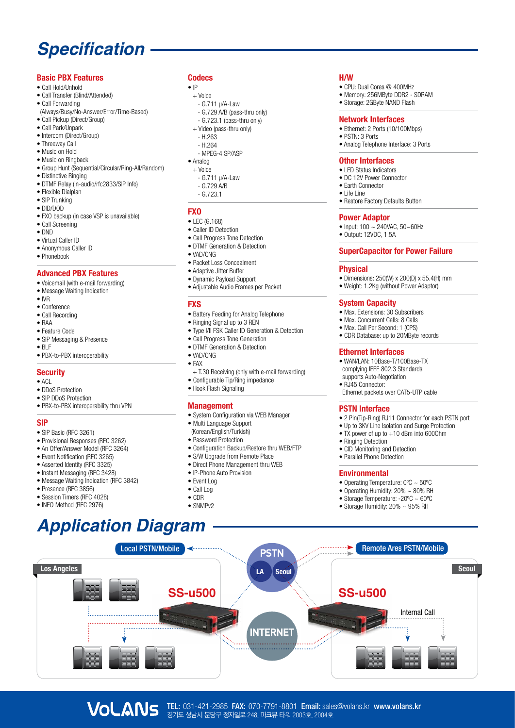# Specification

## Basic PBX Features

- Call Hold/Unhold
- Call Transfer (Blind/Attended)
- Call Forwarding (Always/Busy/No-Answer/Error/Time-Based)
- Call Pickup (Direct/Group)
- Call Park/Unpark
- Intercom (Direct/Group)
- Threeway Call
- Music on Hold
- Music on Ringback
- Group Hunt (Sequential/Circular/Ring-All/Random)
- Distinctive Ringing
- DTMF Relay (in-audio/rfc2833/SIP Info)
- Flexible Dialplan
- SIP Trunking
- DID/DOD
- FXO backup (in case VSP is unavailable)
- Call Screening
- DND
- Virtual Caller ID
- Anonymous Caller ID
- Phonebook

## Advanced PBX Features

- Voicemail (with e-mail forwarding)
- Message Waiting Indication
- IVR
- Conference
- Call Recording
- RAA
- Feature Code
- SIP Messaging & Presence
- BLF
- PBX-to-PBX interoperability

## Security

- ACL
- DDoS Protection
- SIP DDoS Protection
- PBX-to-PBX interoperability thru VPN

## SIP

- SIP Basic (RFC 3261)
- Provisional Responses (RFC 3262)
- An Offer/Answer Model (RFC 3264)
- Event Notification (RFC 3265)
- Asserted Identity (RFC 3325)
- Instant Messaging (RFC 3428)
- Message Waiting Indication (RFC 3842)
- Presence (RFC 3856)
- Session Timers (RFC 4028)
- INFO Method (RFC 2976)

## Codecs

- IP
  - + Voice
    - G.711 µ/A-Law
    - G.729 A/B (pass-thru only)
    - G.723.1 (pass-thru only)
  - + Video (pass-thru only)
    - H.263
    - H.264
    - MPEG-4 SP/ASP
- Analog
  - + Voice
    - G.711 µ/A-Law
    - G.729 A/B
    - G.723.1

## FXO

- LEC (G.168)
- Caller ID Detection
- Call Progress Tone Detection
- DTMF Generation & Detection
- VAD/CNG
- Packet Loss Concealment
- Adaptive Jitter Buffer
- Dynamic Payload Support
- Adjustable Audio Frames per Packet

## FXS

- Battery Feeding for Analog Telephone
- Ringing Signal up to 3 REN
- Type I/II FSK Caller ID Generation & Detection
- Call Progress Tone Generation
- DTMF Generation & Detection
- VAD/CNG
- FAX
  - + T.30 Receiving (only with e-mail forwarding)
- Configurable Tip/Ring impedance
- Hook Flash Signaling

## Management

- System Configuration via WEB Manager
- Multi Language Support (Korean/English/Turkish)
- Password Protection
- Configuration Backup/Restore thru WEB/FTP
- S/W Upgrade from Remote Place
- Direct Phone Management thru WEB
- IP-Phone Auto Provision
- Event Log
- Call Log
- CDR
- SNMPv2

## H/W

- CPU: Dual Cores @ 400MHz
- Memory: 256MByte DDR2 - SDRAM
- Storage: 2GByte NAND Flash

## Network Interfaces

- Ethernet: 2 Ports (10/100Mbps)
- PSTN: 3 Ports
- Analog Telephone Interface: 3 Ports

## Other Interfaces

- LED Status Indicators
- DC 12V Power Connector
- Earth Connector
- Life Line
- Restore Factory Defaults Button

## Power Adaptor

- Input: 100 ~ 240VAC, 50~60Hz
- Output: 12VDC, 1.5A

## SuperCapacitor for Power Failure

## Physical

- Dimensions: 250(W) x 200(D) x 55.4(H) mm
- Weight: 1.2Kg (without Power Adaptor)

## System Capacity

- Max. Extensions: 30 Subscribers
- Max. Concurrent Calls: 8 Calls
- Max. Call Per Second: 1 (CPS)
- CDR Database: up to 20MByte records

## Ethernet Interfaces

- WAN/LAN: 10Base-T/100Base-TX complying IEEE 802.3 Standards supports Auto-Negotiation
- RJ45 Connector: Ethernet packets over CAT5-UTP cable

## PSTN Interface

- 2 Pin(Tip-Ring) RJ11 Connector for each PSTN port
- Up to 3KV Line Isolation and Surge Protection
- TX power of up to +10 dBm into 600Ohm
- Ringing Detection
- CID Monitoring and Detection
- Parallel Phone Detection

## Environmental

- Operating Temperature: 0ºC ~ 50ºC
- Operating Humidity: 20% ~ 80% RH
- Storage Temperature: -20ºC ~ 60ºC
- Storage Humidity: 20% ~ 95% RH

# Application Diagram

Local PSTN/Mobile

PSTN

LA

Seoul

Remote Ares PSTN/Mobile

Los Angeles

Seoul

SS-u500

SS-u500

Internal Call

INTERNET

VoLANs **TEL:** 031-421-2985 **FAX:** 070-7791-8801 **Email:** sales@volans.kr **www.volans.kr**
경기도 성남시 분당구 정자일로 248, 파크뷰 타워 2003호, 2004호